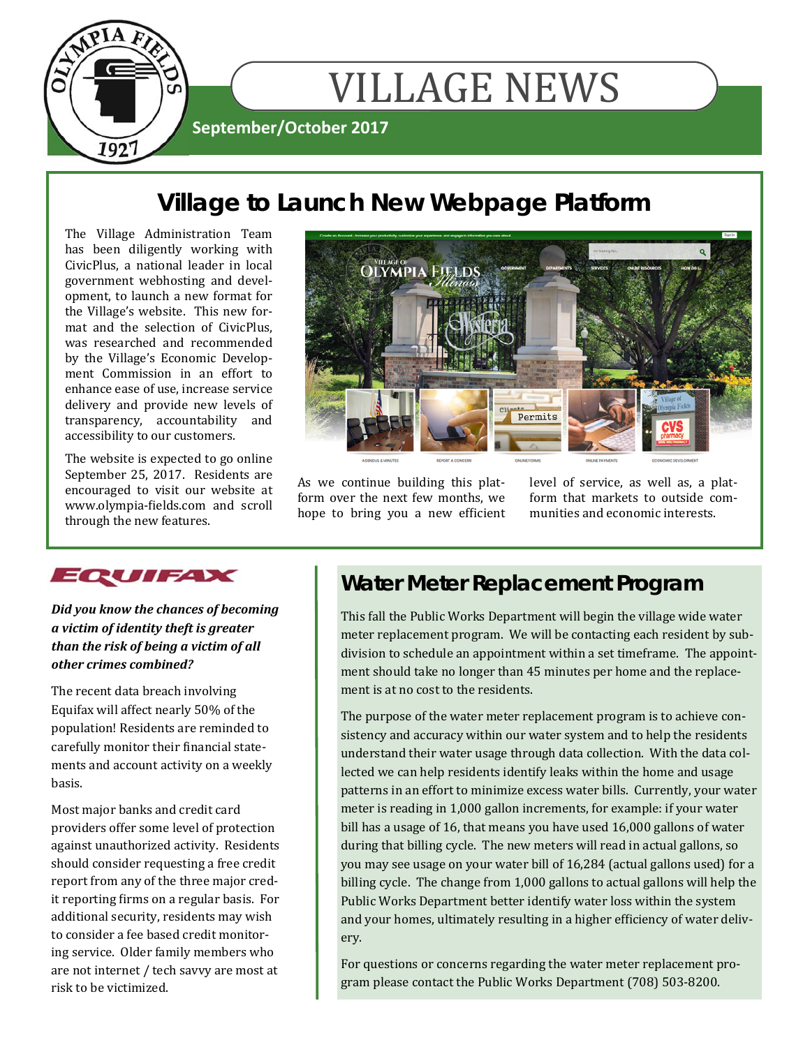# VILLAGE NEWS

**September/October 2017**

## Village to Launch New Webpage Platform

The Village Administration Team has been diligently working with CivicPlus, a national leader in local government webhosting and development, to launch a new format for the Village's website. This new format and the selection of CivicPlus, was researched and recommended by the Village's Economic Development Commission in an effort to enhance ease of use, increase service delivery and provide new levels of transparency, accountability and accessibility to our customers.

The website is expected to go online September 25, 2017. Residents are encouraged to visit our website at www.olympia-fields.com and scroll through the new features.

As we continue building this platform over the next few months, we hope to bring you a new efficient level of service, as well as, a platform that markets to outside communities and economic interests.

## EQUIFAX

***Did you know the chances of becoming a victim of identity theft is greater than the risk of being a victim of all other crimes combined?***

The recent data breach involving Equifax will affect nearly 50% of the population! Residents are reminded to carefully monitor their financial statements and account activity on a weekly basis.

Most major banks and credit card providers offer some level of protection against unauthorized activity. Residents should consider requesting a free credit report from any of the three major credit reporting firms on a regular basis. For additional security, residents may wish to consider a fee based credit monitoring service. Older family members who are not internet / tech savvy are most at risk to be victimized.

## Water Meter Replacement Program

This fall the Public Works Department will begin the village wide water meter replacement program. We will be contacting each resident by subdivision to schedule an appointment within a set timeframe. The appointment should take no longer than 45 minutes per home and the replacement is at no cost to the residents.

The purpose of the water meter replacement program is to achieve consistency and accuracy within our water system and to help the residents understand their water usage through data collection. With the data collected we can help residents identify leaks within the home and usage patterns in an effort to minimize excess water bills. Currently, your water meter is reading in 1,000 gallon increments, for example: if your water bill has a usage of 16, that means you have used 16,000 gallons of water during that billing cycle. The new meters will read in actual gallons, so you may see usage on your water bill of 16,284 (actual gallons used) for a billing cycle. The change from 1,000 gallons to actual gallons will help the Public Works Department better identify water loss within the system and your homes, ultimately resulting in a higher efficiency of water delivery.

For questions or concerns regarding the water meter replacement program please contact the Public Works Department (708) 503-8200.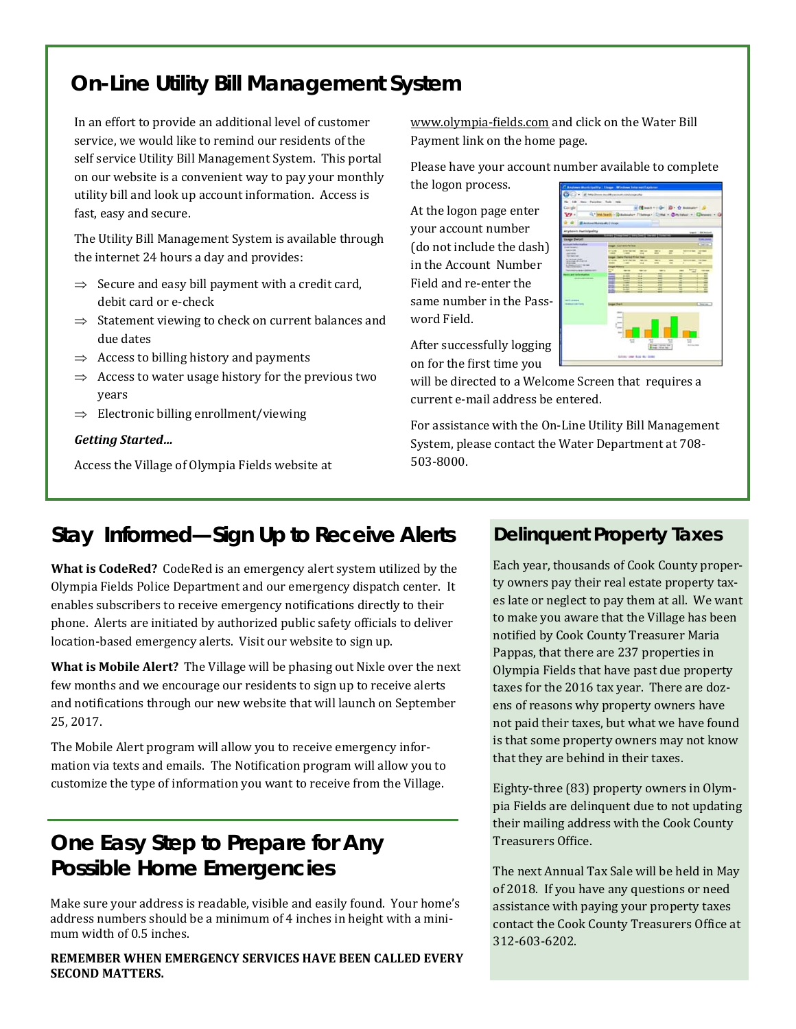## On-Line Utility Bill Management System

In an effort to provide an additional level of customer service, we would like to remind our residents of the self service Utility Bill Management System. This portal on our website is a convenient way to pay your monthly utility bill and look up account information. Access is fast, easy and secure.

The Utility Bill Management System is available through the internet 24 hours a day and provides:

- ⇒ Secure and easy bill payment with a credit card, debit card or e-check
- ⇒ Statement viewing to check on current balances and due dates
- ⇒ Access to billing history and payments
- ⇒ Access to water usage history for the previous two years
- ⇒ Electronic billing enrollment/viewing

***Getting Started...***

Access the Village of Olympia Fields website at www.olympia-fields.com and click on the Water Bill Payment link on the home page.

Please have your account number available to complete the logon process.

At the logon page enter your account number (do not include the dash) in the Account Number Field and re-enter the same number in the Password Field.

After successfully logging on for the first time you will be directed to a Welcome Screen that requires a current e-mail address be entered.

For assistance with the On-Line Utility Bill Management System, please contact the Water Department at 708-503-8000.

## Stay Informed—Sign Up to Receive Alerts

**What is CodeRed?** CodeRed is an emergency alert system utilized by the Olympia Fields Police Department and our emergency dispatch center. It enables subscribers to receive emergency notifications directly to their phone. Alerts are initiated by authorized public safety officials to deliver location-based emergency alerts. Visit our website to sign up.

**What is Mobile Alert?** The Village will be phasing out Nixle over the next few months and we encourage our residents to sign up to receive alerts and notifications through our new website that will launch on September 25, 2017.

The Mobile Alert program will allow you to receive emergency information via texts and emails. The Notification program will allow you to customize the type of information you want to receive from the Village.

## One Easy Step to Prepare for Any Possible Home Emergencies

Make sure your address is readable, visible and easily found. Your home's address numbers should be a minimum of 4 inches in height with a minimum width of 0.5 inches.

**REMEMBER WHEN EMERGENCY SERVICES HAVE BEEN CALLED EVERY SECOND MATTERS.**

## Delinquent Property Taxes

Each year, thousands of Cook County property owners pay their real estate property taxes late or neglect to pay them at all. We want to make you aware that the Village has been notified by Cook County Treasurer Maria Pappas, that there are 237 properties in Olympia Fields that have past due property taxes for the 2016 tax year. There are dozens of reasons why property owners have not paid their taxes, but what we have found is that some property owners may not know that they are behind in their taxes.

Eighty-three (83) property owners in Olympia Fields are delinquent due to not updating their mailing address with the Cook County Treasurers Office.

The next Annual Tax Sale will be held in May of 2018. If you have any questions or need assistance with paying your property taxes contact the Cook County Treasurers Office at 312-603-6202.